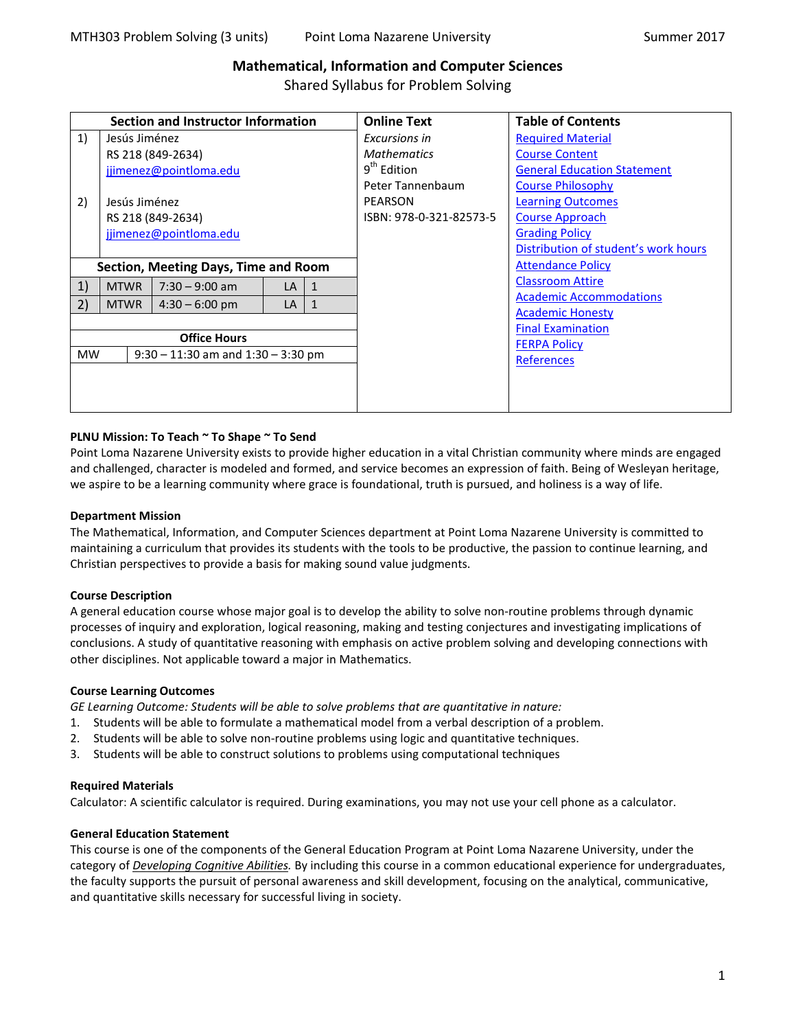MTH303 Problem Solving (3 units) Point Loma Nazarene University Summer 2017

# Mathematical, Information and Computer Sciences

Shared Syllabus for Problem Solving

| Section and Instructor Information | Online Text | Table of Contents |
|---|---|---|
| 1) Jesús Jiménez<br>RS 218 (849-2634)<br>jjimenez@pointloma.edu<br><br>2) Jesús Jiménez<br>RS 218 (849-2634)<br>jjimenez@pointloma.edu | *Excursions in Mathematics*<br>9th Edition<br>Peter Tannenbaum<br>PEARSON<br>ISBN: 978-0-321-82573-5 | Required Material<br>Course Content<br>General Education Statement<br>Course Philosophy<br>Learning Outcomes<br>Course Approach<br>Grading Policy<br>Distribution of student's work hours<br>Attendance Policy<br>Classroom Attire<br>Academic Accommodations<br>Academic Honesty<br>Final Examination<br>FERPA Policy<br>References |

**Section, Meeting Days, Time and Room**

| Section | Days | Time | Room | |
|---|---|---|---|---|
| 1) | MTWR | 7:30 – 9:00 am | LA | 1 |
| 2) | MTWR | 4:30 – 6:00 pm | LA | 1 |

**Office Hours**

| Days | Hours |
|---|---|
| MW | 9:30 – 11:30 am and 1:30 – 3:30 pm |

### PLNU Mission: To Teach ~ To Shape ~ To Send

Point Loma Nazarene University exists to provide higher education in a vital Christian community where minds are engaged and challenged, character is modeled and formed, and service becomes an expression of faith. Being of Wesleyan heritage, we aspire to be a learning community where grace is foundational, truth is pursued, and holiness is a way of life.

### Department Mission

The Mathematical, Information, and Computer Sciences department at Point Loma Nazarene University is committed to maintaining a curriculum that provides its students with the tools to be productive, the passion to continue learning, and Christian perspectives to provide a basis for making sound value judgments.

### Course Description

A general education course whose major goal is to develop the ability to solve non-routine problems through dynamic processes of inquiry and exploration, logical reasoning, making and testing conjectures and investigating implications of conclusions. A study of quantitative reasoning with emphasis on active problem solving and developing connections with other disciplines. Not applicable toward a major in Mathematics.

### Course Learning Outcomes

*GE Learning Outcome: Students will be able to solve problems that are quantitative in nature:*

1. Students will be able to formulate a mathematical model from a verbal description of a problem.
2. Students will be able to solve non-routine problems using logic and quantitative techniques.
3. Students will be able to construct solutions to problems using computational techniques

### Required Materials

Calculator: A scientific calculator is required. During examinations, you may not use your cell phone as a calculator.

### General Education Statement

This course is one of the components of the General Education Program at Point Loma Nazarene University, under the category of *Developing Cognitive Abilities.* By including this course in a common educational experience for undergraduates, the faculty supports the pursuit of personal awareness and skill development, focusing on the analytical, communicative, and quantitative skills necessary for successful living in society.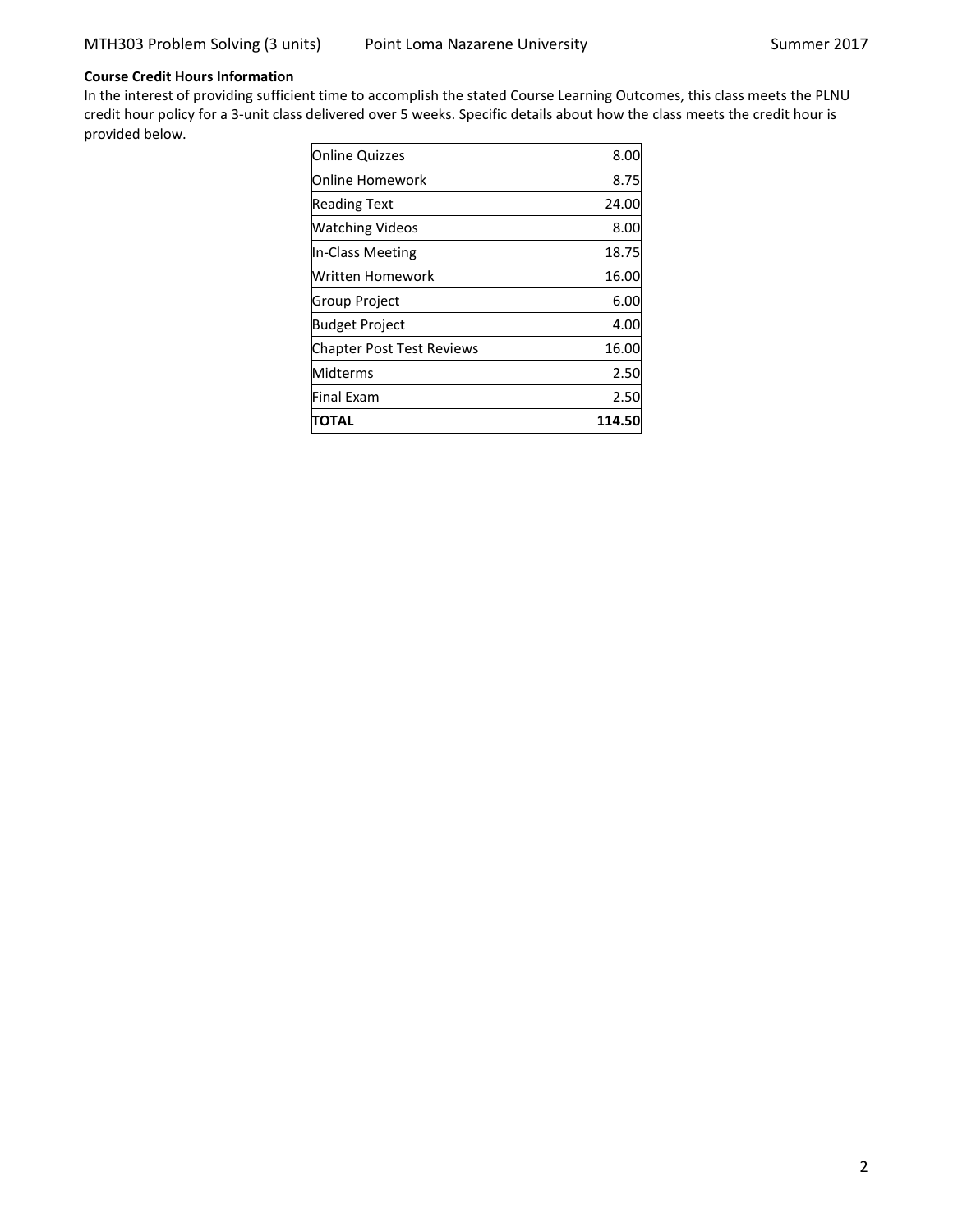**Course Credit Hours Information**

In the interest of providing sufficient time to accomplish the stated Course Learning Outcomes, this class meets the PLNU credit hour policy for a 3-unit class delivered over 5 weeks. Specific details about how the class meets the credit hour is provided below.

| | |
|---|---:|
| Online Quizzes | 8.00 |
| Online Homework | 8.75 |
| Reading Text | 24.00 |
| Watching Videos | 8.00 |
| In-Class Meeting | 18.75 |
| Written Homework | 16.00 |
| Group Project | 6.00 |
| Budget Project | 4.00 |
| Chapter Post Test Reviews | 16.00 |
| Midterms | 2.50 |
| Final Exam | 2.50 |
| **TOTAL** | **114.50** |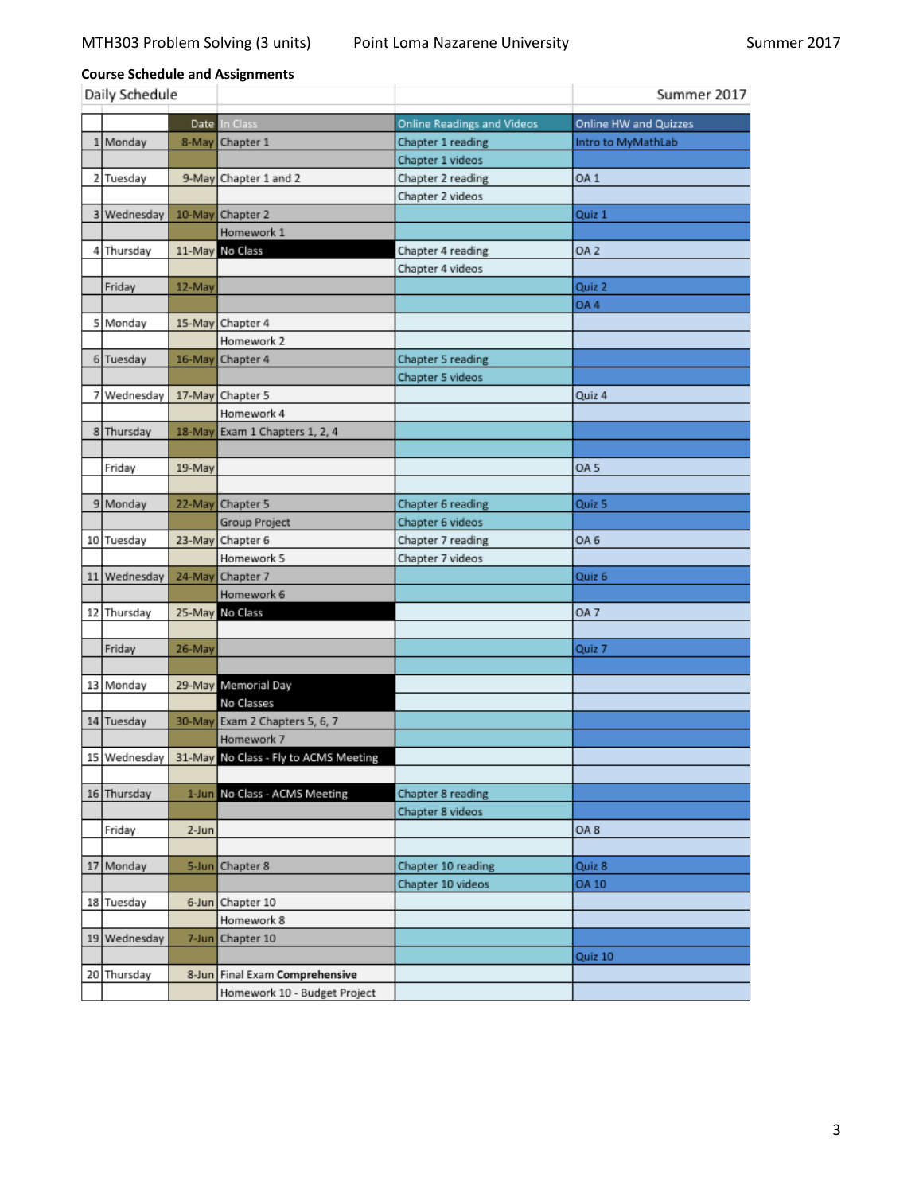## Course Schedule and Assignments

| Daily Schedule | | | | | Summer 2017 |
|---|---|---|---|---|---|
| | | Date | In Class | Online Readings and Videos | Online HW and Quizzes |
| 1 | Monday | 8-May | Chapter 1 | Chapter 1 reading | Intro to MyMathLab |
| | | | | Chapter 1 videos | |
| 2 | Tuesday | 9-May | Chapter 1 and 2 | Chapter 2 reading | OA 1 |
| | | | | Chapter 2 videos | |
| 3 | Wednesday | 10-May | Chapter 2 | | Quiz 1 |
| | | | Homework 1 | | |
| 4 | Thursday | 11-May | No Class | Chapter 4 reading | OA 2 |
| | | | | Chapter 4 videos | |
| | Friday | 12-May | | | Quiz 2 |
| | | | | | OA 4 |
| 5 | Monday | 15-May | Chapter 4 | | |
| | | | Homework 2 | | |
| 6 | Tuesday | 16-May | Chapter 4 | Chapter 5 reading | |
| | | | | Chapter 5 videos | |
| 7 | Wednesday | 17-May | Chapter 5 | | Quiz 4 |
| | | | Homework 4 | | |
| 8 | Thursday | 18-May | Exam 1 Chapters 1, 2, 4 | | |
| | | | | | |
| | Friday | 19-May | | | OA 5 |
| | | | | | |
| 9 | Monday | 22-May | Chapter 5 | Chapter 6 reading | Quiz 5 |
| | | | Group Project | Chapter 6 videos | |
| 10 | Tuesday | 23-May | Chapter 6 | Chapter 7 reading | OA 6 |
| | | | Homework 5 | Chapter 7 videos | |
| 11 | Wednesday | 24-May | Chapter 7 | | Quiz 6 |
| | | | Homework 6 | | |
| 12 | Thursday | 25-May | No Class | | OA 7 |
| | | | | | |
| | Friday | 26-May | | | Quiz 7 |
| | | | | | |
| 13 | Monday | 29-May | Memorial Day | | |
| | | | No Classes | | |
| 14 | Tuesday | 30-May | Exam 2 Chapters 5, 6, 7 | | |
| | | | Homework 7 | | |
| 15 | Wednesday | 31-May | No Class - Fly to ACMS Meeting | | |
| | | | | | |
| 16 | Thursday | 1-Jun | No Class - ACMS Meeting | Chapter 8 reading | |
| | | | | Chapter 8 videos | |
| | Friday | 2-Jun | | | OA 8 |
| | | | | | |
| 17 | Monday | 5-Jun | Chapter 8 | Chapter 10 reading | Quiz 8 |
| | | | | Chapter 10 videos | OA 10 |
| 18 | Tuesday | 6-Jun | Chapter 10 | | |
| | | | Homework 8 | | |
| 19 | Wednesday | 7-Jun | Chapter 10 | | |
| | | | | | Quiz 10 |
| 20 | Thursday | 8-Jun | Final Exam **Comprehensive** | | |
| | | | Homework 10 - Budget Project | | |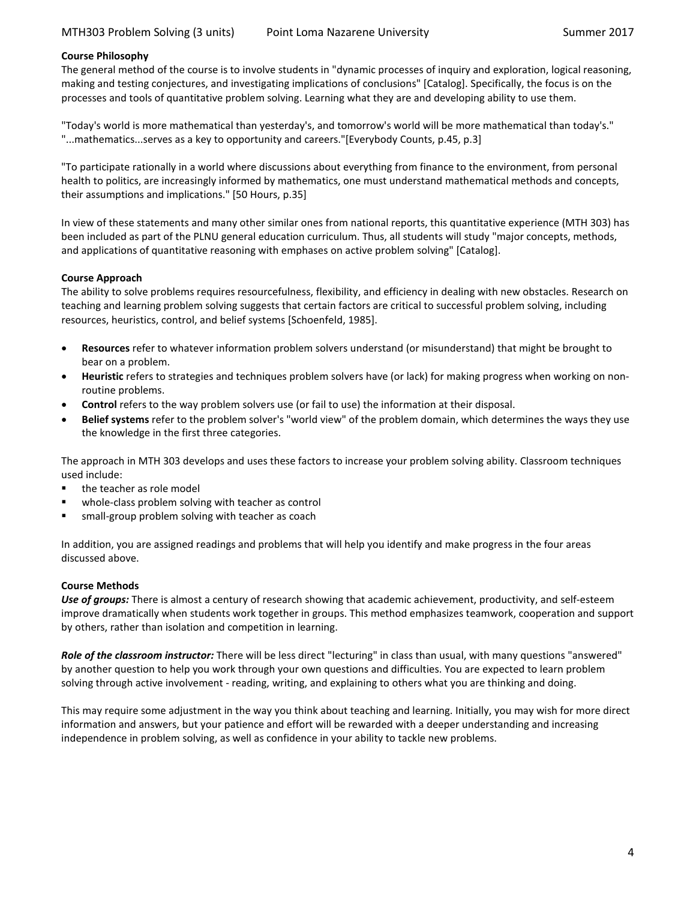**Course Philosophy**

The general method of the course is to involve students in "dynamic processes of inquiry and exploration, logical reasoning, making and testing conjectures, and investigating implications of conclusions" [Catalog]. Specifically, the focus is on the processes and tools of quantitative problem solving. Learning what they are and developing ability to use them.

"Today's world is more mathematical than yesterday's, and tomorrow's world will be more mathematical than today's." "...mathematics...serves as a key to opportunity and careers."[Everybody Counts, p.45, p.3]

"To participate rationally in a world where discussions about everything from finance to the environment, from personal health to politics, are increasingly informed by mathematics, one must understand mathematical methods and concepts, their assumptions and implications." [50 Hours, p.35]

In view of these statements and many other similar ones from national reports, this quantitative experience (MTH 303) has been included as part of the PLNU general education curriculum. Thus, all students will study "major concepts, methods, and applications of quantitative reasoning with emphases on active problem solving" [Catalog].

**Course Approach**

The ability to solve problems requires resourcefulness, flexibility, and efficiency in dealing with new obstacles. Research on teaching and learning problem solving suggests that certain factors are critical to successful problem solving, including resources, heuristics, control, and belief systems [Schoenfeld, 1985].

- **Resources** refer to whatever information problem solvers understand (or misunderstand) that might be brought to bear on a problem.
- **Heuristic** refers to strategies and techniques problem solvers have (or lack) for making progress when working on non-routine problems.
- **Control** refers to the way problem solvers use (or fail to use) the information at their disposal.
- **Belief systems** refer to the problem solver's "world view" of the problem domain, which determines the ways they use the knowledge in the first three categories.

The approach in MTH 303 develops and uses these factors to increase your problem solving ability. Classroom techniques used include:

- the teacher as role model
- whole-class problem solving with teacher as control
- small-group problem solving with teacher as coach

In addition, you are assigned readings and problems that will help you identify and make progress in the four areas discussed above.

**Course Methods**

***Use of groups:*** There is almost a century of research showing that academic achievement, productivity, and self-esteem improve dramatically when students work together in groups. This method emphasizes teamwork, cooperation and support by others, rather than isolation and competition in learning.

***Role of the classroom instructor:*** There will be less direct "lecturing" in class than usual, with many questions "answered" by another question to help you work through your own questions and difficulties. You are expected to learn problem solving through active involvement - reading, writing, and explaining to others what you are thinking and doing.

This may require some adjustment in the way you think about teaching and learning. Initially, you may wish for more direct information and answers, but your patience and effort will be rewarded with a deeper understanding and increasing independence in problem solving, as well as confidence in your ability to tackle new problems.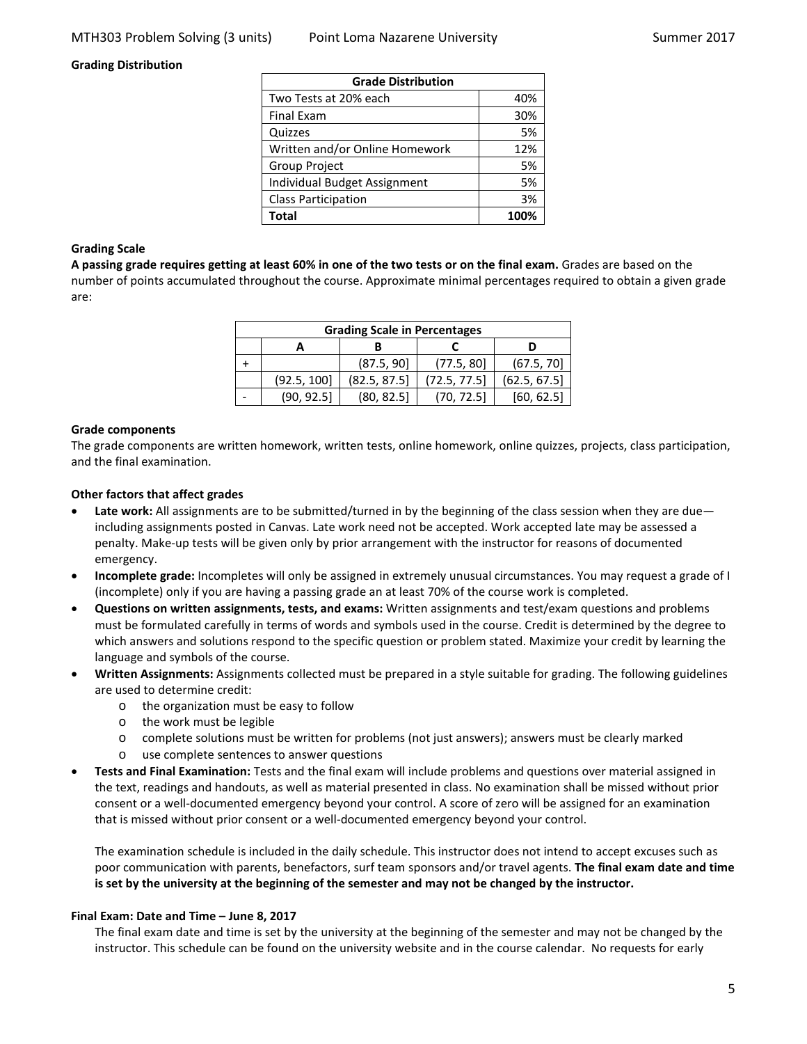**Grading Distribution**

| Grade Distribution | |
|---|---|
| Two Tests at 20% each | 40% |
| Final Exam | 30% |
| Quizzes | 5% |
| Written and/or Online Homework | 12% |
| Group Project | 5% |
| Individual Budget Assignment | 5% |
| Class Participation | 3% |
| **Total** | **100%** |

**Grading Scale**

**A passing grade requires getting at least 60% in one of the two tests or on the final exam.** Grades are based on the number of points accumulated throughout the course. Approximate minimal percentages required to obtain a given grade are:

| Grading Scale in Percentages | | | | |
|---|---|---|---|---|
| | **A** | **B** | **C** | **D** |
| + | | (87.5, 90] | (77.5, 80] | (67.5, 70] |
| | (92.5, 100] | (82.5, 87.5] | (72.5, 77.5] | (62.5, 67.5] |
| - | (90, 92.5] | (80, 82.5] | (70, 72.5] | [60, 62.5] |

**Grade components**

The grade components are written homework, written tests, online homework, online quizzes, projects, class participation, and the final examination.

**Other factors that affect grades**

- **Late work:** All assignments are to be submitted/turned in by the beginning of the class session when they are due—including assignments posted in Canvas. Late work need not be accepted. Work accepted late may be assessed a penalty. Make-up tests will be given only by prior arrangement with the instructor for reasons of documented emergency.
- **Incomplete grade:** Incompletes will only be assigned in extremely unusual circumstances. You may request a grade of I (incomplete) only if you are having a passing grade an at least 70% of the course work is completed.
- **Questions on written assignments, tests, and exams:** Written assignments and test/exam questions and problems must be formulated carefully in terms of words and symbols used in the course. Credit is determined by the degree to which answers and solutions respond to the specific question or problem stated. Maximize your credit by learning the language and symbols of the course.
- **Written Assignments:** Assignments collected must be prepared in a style suitable for grading. The following guidelines are used to determine credit:
  - the organization must be easy to follow
  - the work must be legible
  - complete solutions must be written for problems (not just answers); answers must be clearly marked
  - use complete sentences to answer questions
- **Tests and Final Examination:** Tests and the final exam will include problems and questions over material assigned in the text, readings and handouts, as well as material presented in class. No examination shall be missed without prior consent or a well-documented emergency beyond your control. A score of zero will be assigned for an examination that is missed without prior consent or a well-documented emergency beyond your control.

  The examination schedule is included in the daily schedule. This instructor does not intend to accept excuses such as poor communication with parents, benefactors, surf team sponsors and/or travel agents. **The final exam date and time is set by the university at the beginning of the semester and may not be changed by the instructor.**

**Final Exam: Date and Time – June 8, 2017**

The final exam date and time is set by the university at the beginning of the semester and may not be changed by the instructor. This schedule can be found on the university website and in the course calendar. No requests for early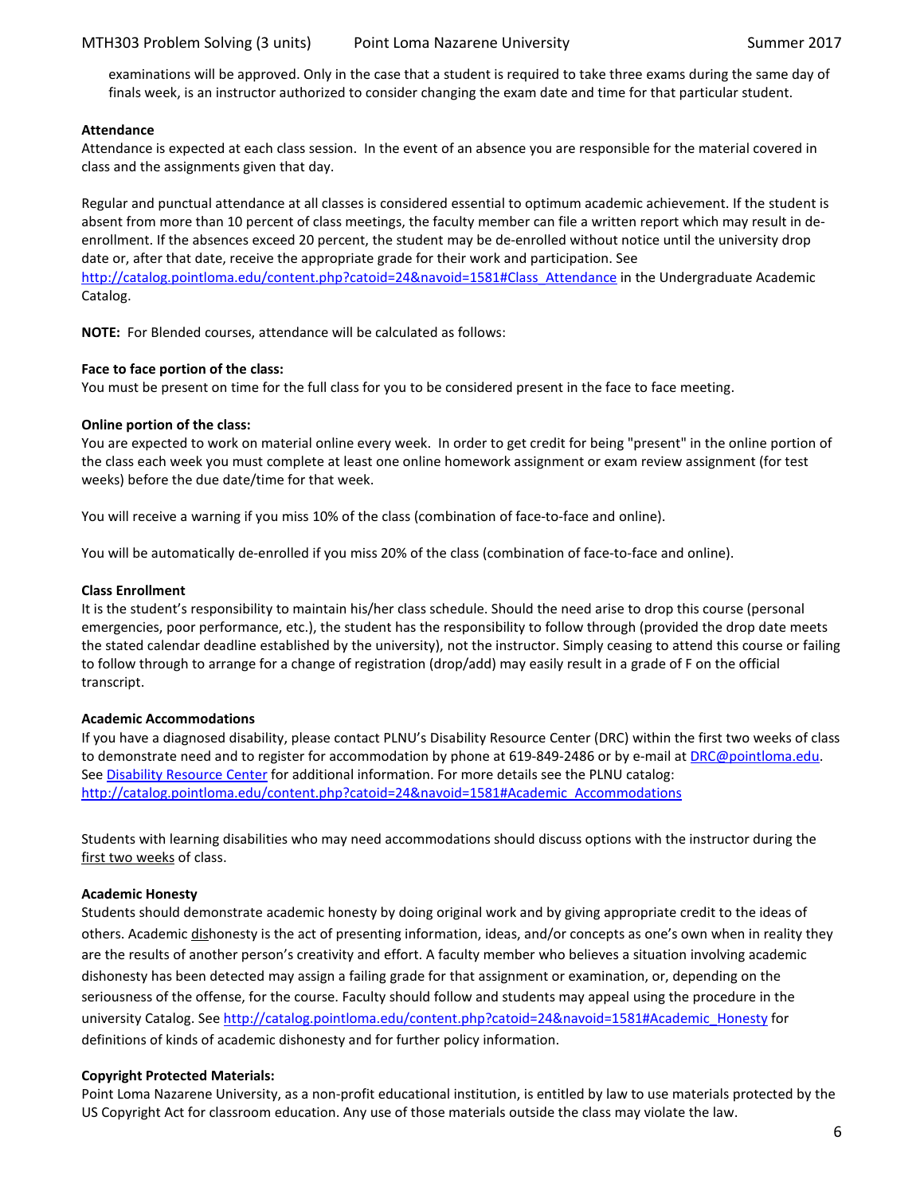examinations will be approved. Only in the case that a student is required to take three exams during the same day of finals week, is an instructor authorized to consider changing the exam date and time for that particular student.

**Attendance**

Attendance is expected at each class session. In the event of an absence you are responsible for the material covered in class and the assignments given that day.

Regular and punctual attendance at all classes is considered essential to optimum academic achievement. If the student is absent from more than 10 percent of class meetings, the faculty member can file a written report which may result in de-enrollment. If the absences exceed 20 percent, the student may be de-enrolled without notice until the university drop date or, after that date, receive the appropriate grade for their work and participation. See http://catalog.pointloma.edu/content.php?catoid=24&navoid=1581#Class_Attendance in the Undergraduate Academic Catalog.

**NOTE:** For Blended courses, attendance will be calculated as follows:

**Face to face portion of the class:**

You must be present on time for the full class for you to be considered present in the face to face meeting.

**Online portion of the class:**

You are expected to work on material online every week. In order to get credit for being "present" in the online portion of the class each week you must complete at least one online homework assignment or exam review assignment (for test weeks) before the due date/time for that week.

You will receive a warning if you miss 10% of the class (combination of face-to-face and online).

You will be automatically de-enrolled if you miss 20% of the class (combination of face-to-face and online).

**Class Enrollment**

It is the student's responsibility to maintain his/her class schedule. Should the need arise to drop this course (personal emergencies, poor performance, etc.), the student has the responsibility to follow through (provided the drop date meets the stated calendar deadline established by the university), not the instructor. Simply ceasing to attend this course or failing to follow through to arrange for a change of registration (drop/add) may easily result in a grade of F on the official transcript.

**Academic Accommodations**

If you have a diagnosed disability, please contact PLNU's Disability Resource Center (DRC) within the first two weeks of class to demonstrate need and to register for accommodation by phone at 619-849-2486 or by e-mail at DRC@pointloma.edu. See Disability Resource Center for additional information. For more details see the PLNU catalog: http://catalog.pointloma.edu/content.php?catoid=24&navoid=1581#Academic_Accommodations

Students with learning disabilities who may need accommodations should discuss options with the instructor during the first two weeks of class.

**Academic Honesty**

Students should demonstrate academic honesty by doing original work and by giving appropriate credit to the ideas of others. Academic dishonesty is the act of presenting information, ideas, and/or concepts as one's own when in reality they are the results of another person's creativity and effort. A faculty member who believes a situation involving academic dishonesty has been detected may assign a failing grade for that assignment or examination, or, depending on the seriousness of the offense, for the course. Faculty should follow and students may appeal using the procedure in the university Catalog. See http://catalog.pointloma.edu/content.php?catoid=24&navoid=1581#Academic_Honesty for definitions of kinds of academic dishonesty and for further policy information.

**Copyright Protected Materials:**

Point Loma Nazarene University, as a non-profit educational institution, is entitled by law to use materials protected by the US Copyright Act for classroom education. Any use of those materials outside the class may violate the law.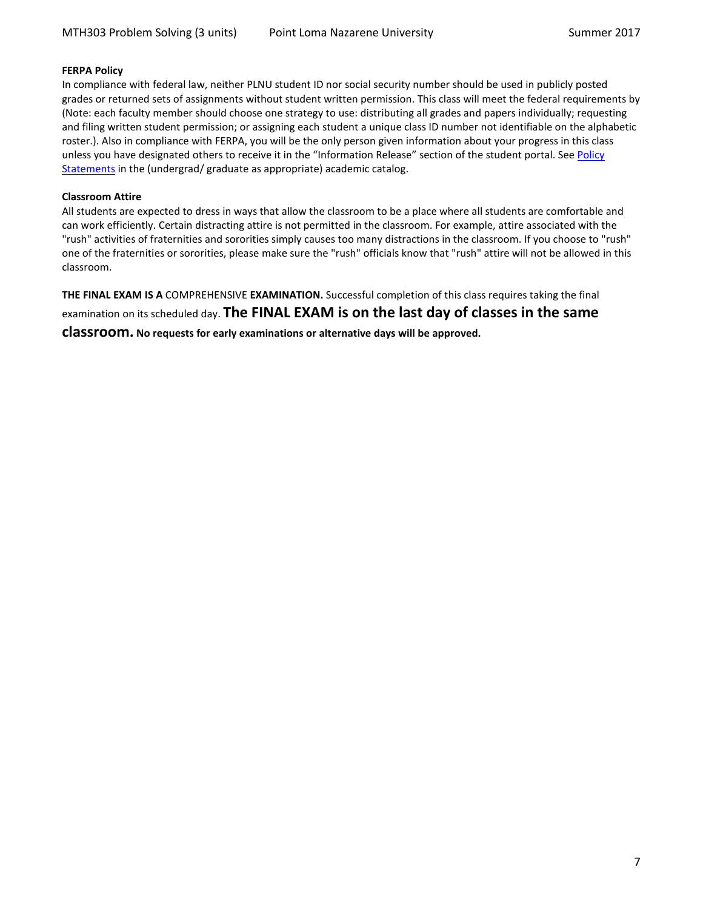**FERPA Policy**

In compliance with federal law, neither PLNU student ID nor social security number should be used in publicly posted grades or returned sets of assignments without student written permission. This class will meet the federal requirements by (Note: each faculty member should choose one strategy to use: distributing all grades and papers individually; requesting and filing written student permission; or assigning each student a unique class ID number not identifiable on the alphabetic roster.). Also in compliance with FERPA, you will be the only person given information about your progress in this class unless you have designated others to receive it in the "Information Release" section of the student portal. See [Policy Statements](Policy Statements) in the (undergrad/ graduate as appropriate) academic catalog.

**Classroom Attire**

All students are expected to dress in ways that allow the classroom to be a place where all students are comfortable and can work efficiently. Certain distracting attire is not permitted in the classroom. For example, attire associated with the "rush" activities of fraternities and sororities simply causes too many distractions in the classroom. If you choose to "rush" one of the fraternities or sororities, please make sure the "rush" officials know that "rush" attire will not be allowed in this classroom.

**THE FINAL EXAM IS A** COMPREHENSIVE **EXAMINATION.** Successful completion of this class requires taking the final examination on its scheduled day. **The FINAL EXAM is on the last day of classes in the same classroom. No requests for early examinations or alternative days will be approved.**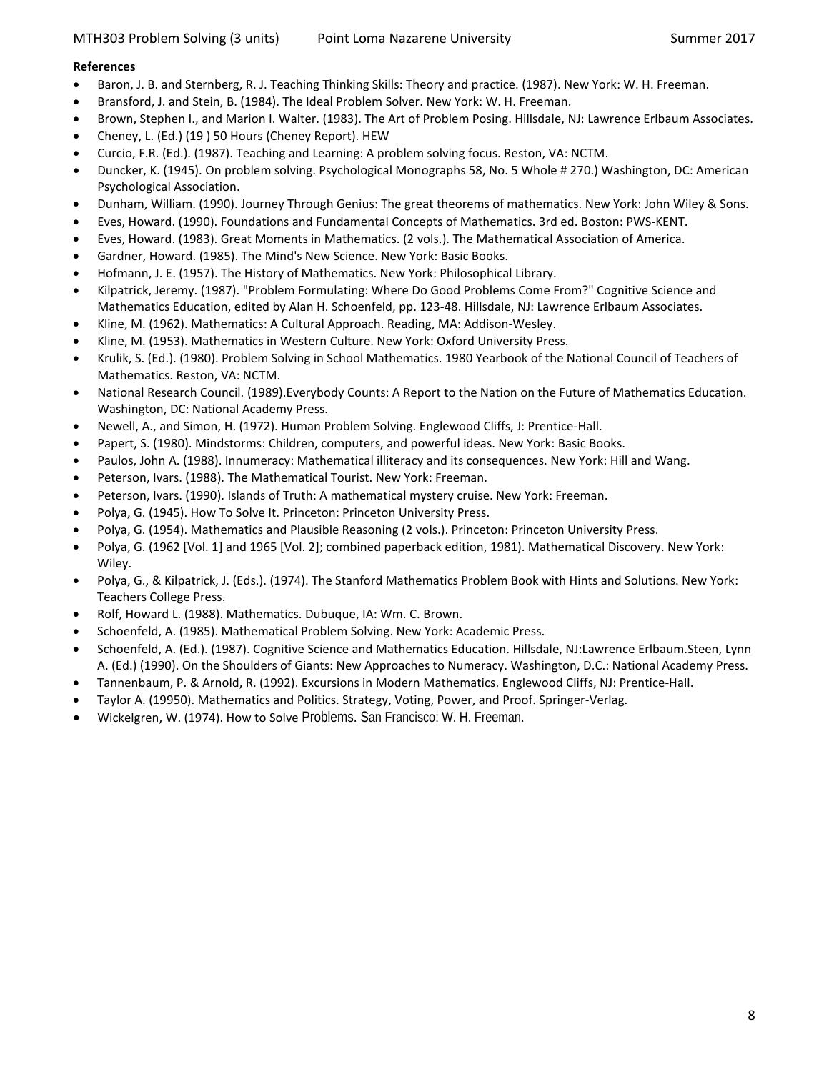**References**

- Baron, J. B. and Sternberg, R. J. Teaching Thinking Skills: Theory and practice. (1987). New York: W. H. Freeman.
- Bransford, J. and Stein, B. (1984). The Ideal Problem Solver. New York: W. H. Freeman.
- Brown, Stephen I., and Marion I. Walter. (1983). The Art of Problem Posing. Hillsdale, NJ: Lawrence Erlbaum Associates.
- Cheney, L. (Ed.) (19 ) 50 Hours (Cheney Report). HEW
- Curcio, F.R. (Ed.). (1987). Teaching and Learning: A problem solving focus. Reston, VA: NCTM.
- Duncker, K. (1945). On problem solving. Psychological Monographs 58, No. 5 Whole # 270.) Washington, DC: American Psychological Association.
- Dunham, William. (1990). Journey Through Genius: The great theorems of mathematics. New York: John Wiley & Sons.
- Eves, Howard. (1990). Foundations and Fundamental Concepts of Mathematics. 3rd ed. Boston: PWS-KENT.
- Eves, Howard. (1983). Great Moments in Mathematics. (2 vols.). The Mathematical Association of America.
- Gardner, Howard. (1985). The Mind's New Science. New York: Basic Books.
- Hofmann, J. E. (1957). The History of Mathematics. New York: Philosophical Library.
- Kilpatrick, Jeremy. (1987). "Problem Formulating: Where Do Good Problems Come From?" Cognitive Science and Mathematics Education, edited by Alan H. Schoenfeld, pp. 123-48. Hillsdale, NJ: Lawrence Erlbaum Associates.
- Kline, M. (1962). Mathematics: A Cultural Approach. Reading, MA: Addison-Wesley.
- Kline, M. (1953). Mathematics in Western Culture. New York: Oxford University Press.
- Krulik, S. (Ed.). (1980). Problem Solving in School Mathematics. 1980 Yearbook of the National Council of Teachers of Mathematics. Reston, VA: NCTM.
- National Research Council. (1989).Everybody Counts: A Report to the Nation on the Future of Mathematics Education. Washington, DC: National Academy Press.
- Newell, A., and Simon, H. (1972). Human Problem Solving. Englewood Cliffs, J: Prentice-Hall.
- Papert, S. (1980). Mindstorms: Children, computers, and powerful ideas. New York: Basic Books.
- Paulos, John A. (1988). Innumeracy: Mathematical illiteracy and its consequences. New York: Hill and Wang.
- Peterson, Ivars. (1988). The Mathematical Tourist. New York: Freeman.
- Peterson, Ivars. (1990). Islands of Truth: A mathematical mystery cruise. New York: Freeman.
- Polya, G. (1945). How To Solve It. Princeton: Princeton University Press.
- Polya, G. (1954). Mathematics and Plausible Reasoning (2 vols.). Princeton: Princeton University Press.
- Polya, G. (1962 [Vol. 1] and 1965 [Vol. 2]; combined paperback edition, 1981). Mathematical Discovery. New York: Wiley.
- Polya, G., & Kilpatrick, J. (Eds.). (1974). The Stanford Mathematics Problem Book with Hints and Solutions. New York: Teachers College Press.
- Rolf, Howard L. (1988). Mathematics. Dubuque, IA: Wm. C. Brown.
- Schoenfeld, A. (1985). Mathematical Problem Solving. New York: Academic Press.
- Schoenfeld, A. (Ed.). (1987). Cognitive Science and Mathematics Education. Hillsdale, NJ:Lawrence Erlbaum.Steen, Lynn A. (Ed.) (1990). On the Shoulders of Giants: New Approaches to Numeracy. Washington, D.C.: National Academy Press.
- Tannenbaum, P. & Arnold, R. (1992). Excursions in Modern Mathematics. Englewood Cliffs, NJ: Prentice-Hall.
- Taylor A. (19950). Mathematics and Politics. Strategy, Voting, Power, and Proof. Springer-Verlag.
- Wickelgren, W. (1974). How to Solve Problems. San Francisco: W. H. Freeman.